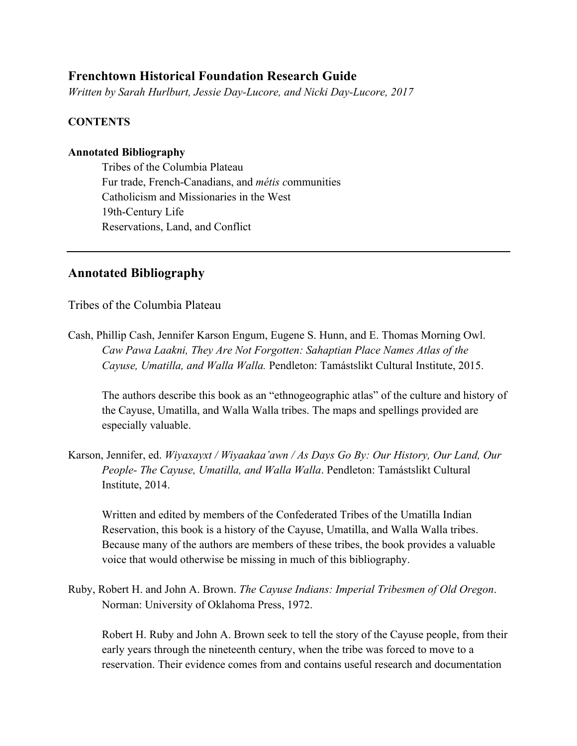## Frenchtown Historical Foundation Research Guide

*Written by Sarah Hurlburt, Jessie Day-Lucore, and Nicki Day-Lucore, 2017*

**CONTENTS**

**Annotated Bibliography**

- Tribes of the Columbia Plateau
- Fur trade, French-Canadians, and *métis c*ommunities
- Catholicism and Missionaries in the West
- 19th-Century Life
- Reservations, Land, and Conflict

---

## Annotated Bibliography

### Tribes of the Columbia Plateau

Cash, Phillip Cash, Jennifer Karson Engum, Eugene S. Hunn, and E. Thomas Morning Owl. *Caw Pawa Laakni, They Are Not Forgotten: Sahaptian Place Names Atlas of the Cayuse, Umatilla, and Walla Walla.* Pendleton: Tamástslikt Cultural Institute, 2015.

> The authors describe this book as an "ethnogeographic atlas" of the culture and history of the Cayuse, Umatilla, and Walla Walla tribes. The maps and spellings provided are especially valuable.

Karson, Jennifer, ed. *Wiyaxayxt / Wiyaakaa'awn / As Days Go By: Our History, Our Land, Our People- The Cayuse, Umatilla, and Walla Walla*. Pendleton: Tamástslikt Cultural Institute, 2014.

> Written and edited by members of the Confederated Tribes of the Umatilla Indian Reservation, this book is a history of the Cayuse, Umatilla, and Walla Walla tribes. Because many of the authors are members of these tribes, the book provides a valuable voice that would otherwise be missing in much of this bibliography.

Ruby, Robert H. and John A. Brown. *The Cayuse Indians: Imperial Tribesmen of Old Oregon*. Norman: University of Oklahoma Press, 1972.

> Robert H. Ruby and John A. Brown seek to tell the story of the Cayuse people, from their early years through the nineteenth century, when the tribe was forced to move to a reservation. Their evidence comes from and contains useful research and documentation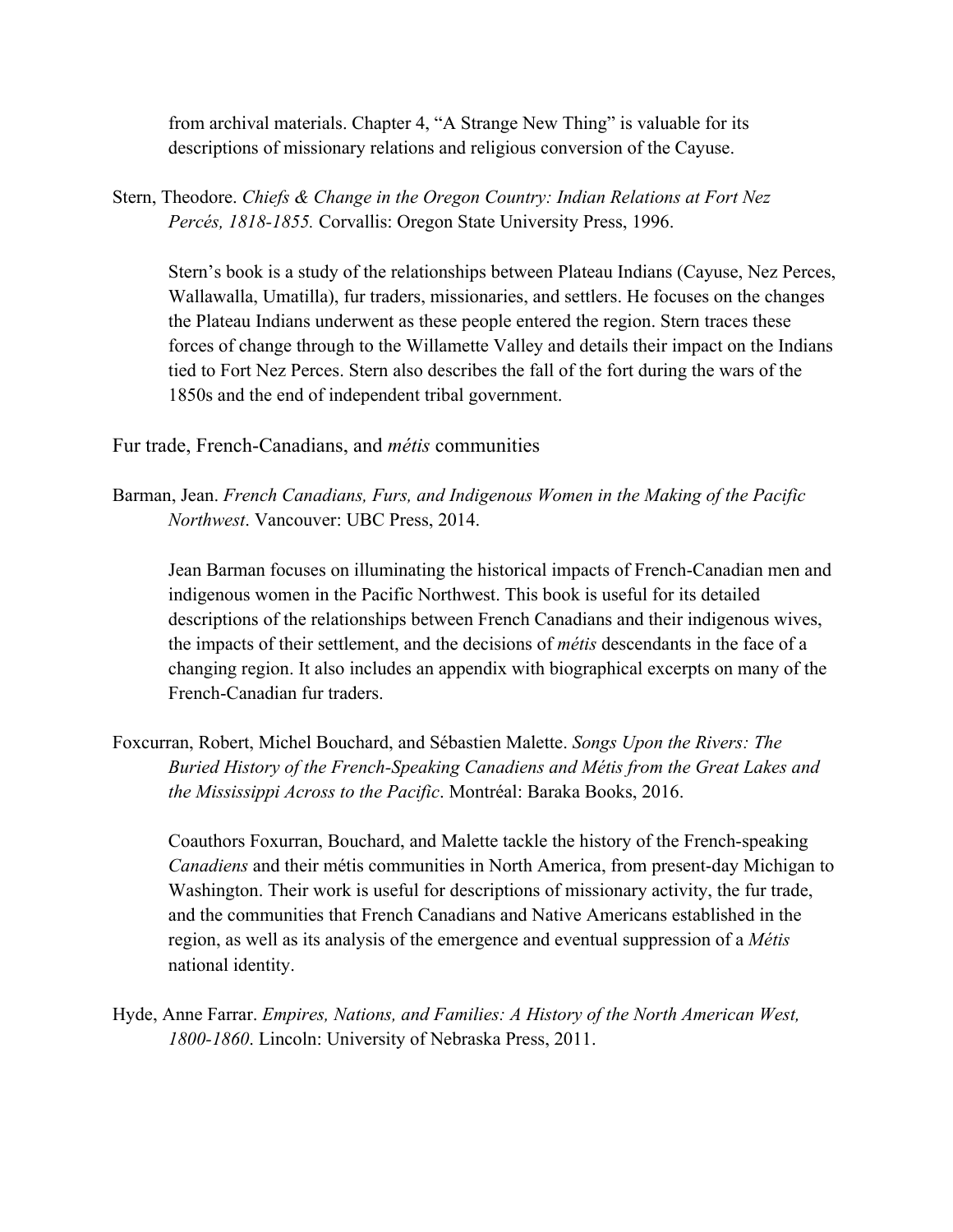from archival materials. Chapter 4, "A Strange New Thing" is valuable for its descriptions of missionary relations and religious conversion of the Cayuse.

Stern, Theodore. *Chiefs & Change in the Oregon Country: Indian Relations at Fort Nez Percés, 1818-1855.* Corvallis: Oregon State University Press, 1996.

Stern's book is a study of the relationships between Plateau Indians (Cayuse, Nez Perces, Wallawalla, Umatilla), fur traders, missionaries, and settlers. He focuses on the changes the Plateau Indians underwent as these people entered the region. Stern traces these forces of change through to the Willamette Valley and details their impact on the Indians tied to Fort Nez Perces. Stern also describes the fall of the fort during the wars of the 1850s and the end of independent tribal government.

## Fur trade, French-Canadians, and *métis* communities

Barman, Jean. *French Canadians, Furs, and Indigenous Women in the Making of the Pacific Northwest*. Vancouver: UBC Press, 2014.

Jean Barman focuses on illuminating the historical impacts of French-Canadian men and indigenous women in the Pacific Northwest. This book is useful for its detailed descriptions of the relationships between French Canadians and their indigenous wives, the impacts of their settlement, and the decisions of *métis* descendants in the face of a changing region. It also includes an appendix with biographical excerpts on many of the French-Canadian fur traders.

Foxcurran, Robert, Michel Bouchard, and Sébastien Malette. *Songs Upon the Rivers: The Buried History of the French-Speaking Canadiens and Métis from the Great Lakes and the Mississippi Across to the Pacific*. Montréal: Baraka Books, 2016.

Coauthors Foxurran, Bouchard, and Malette tackle the history of the French-speaking *Canadiens* and their métis communities in North America, from present-day Michigan to Washington. Their work is useful for descriptions of missionary activity, the fur trade, and the communities that French Canadians and Native Americans established in the region, as well as its analysis of the emergence and eventual suppression of a *Métis* national identity.

Hyde, Anne Farrar. *Empires, Nations, and Families: A History of the North American West, 1800-1860*. Lincoln: University of Nebraska Press, 2011.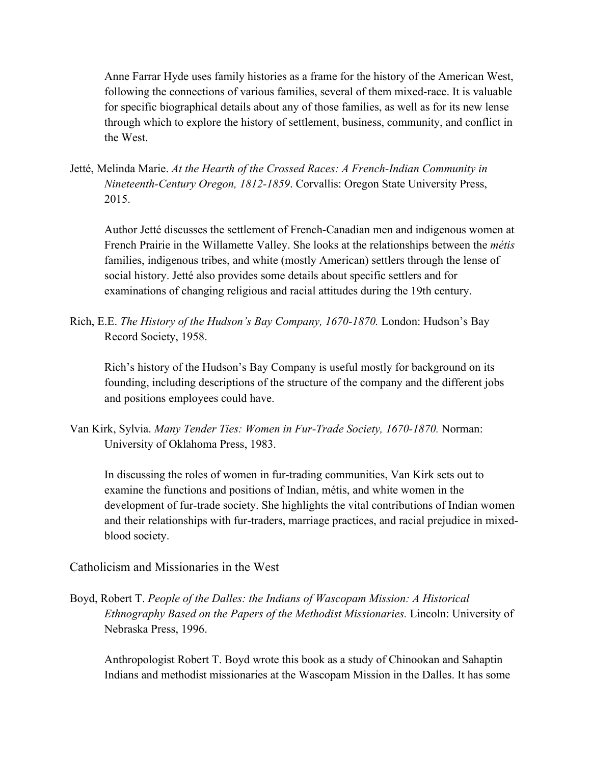Anne Farrar Hyde uses family histories as a frame for the history of the American West, following the connections of various families, several of them mixed-race. It is valuable for specific biographical details about any of those families, as well as for its new lense through which to explore the history of settlement, business, community, and conflict in the West.

Jetté, Melinda Marie. *At the Hearth of the Crossed Races: A French-Indian Community in Nineteenth-Century Oregon, 1812-1859*. Corvallis: Oregon State University Press, 2015.

Author Jetté discusses the settlement of French-Canadian men and indigenous women at French Prairie in the Willamette Valley. She looks at the relationships between the *métis* families, indigenous tribes, and white (mostly American) settlers through the lense of social history. Jetté also provides some details about specific settlers and for examinations of changing religious and racial attitudes during the 19th century.

Rich, E.E. *The History of the Hudson's Bay Company, 1670-1870.* London: Hudson's Bay Record Society, 1958.

Rich's history of the Hudson's Bay Company is useful mostly for background on its founding, including descriptions of the structure of the company and the different jobs and positions employees could have.

Van Kirk, Sylvia. *Many Tender Ties: Women in Fur-Trade Society, 1670-1870.* Norman: University of Oklahoma Press, 1983.

In discussing the roles of women in fur-trading communities, Van Kirk sets out to examine the functions and positions of Indian, métis, and white women in the development of fur-trade society. She highlights the vital contributions of Indian women and their relationships with fur-traders, marriage practices, and racial prejudice in mixed-blood society.

## Catholicism and Missionaries in the West

Boyd, Robert T. *People of the Dalles: the Indians of Wascopam Mission: A Historical Ethnography Based on the Papers of the Methodist Missionaries.* Lincoln: University of Nebraska Press, 1996.

Anthropologist Robert T. Boyd wrote this book as a study of Chinookan and Sahaptin Indians and methodist missionaries at the Wascopam Mission in the Dalles. It has some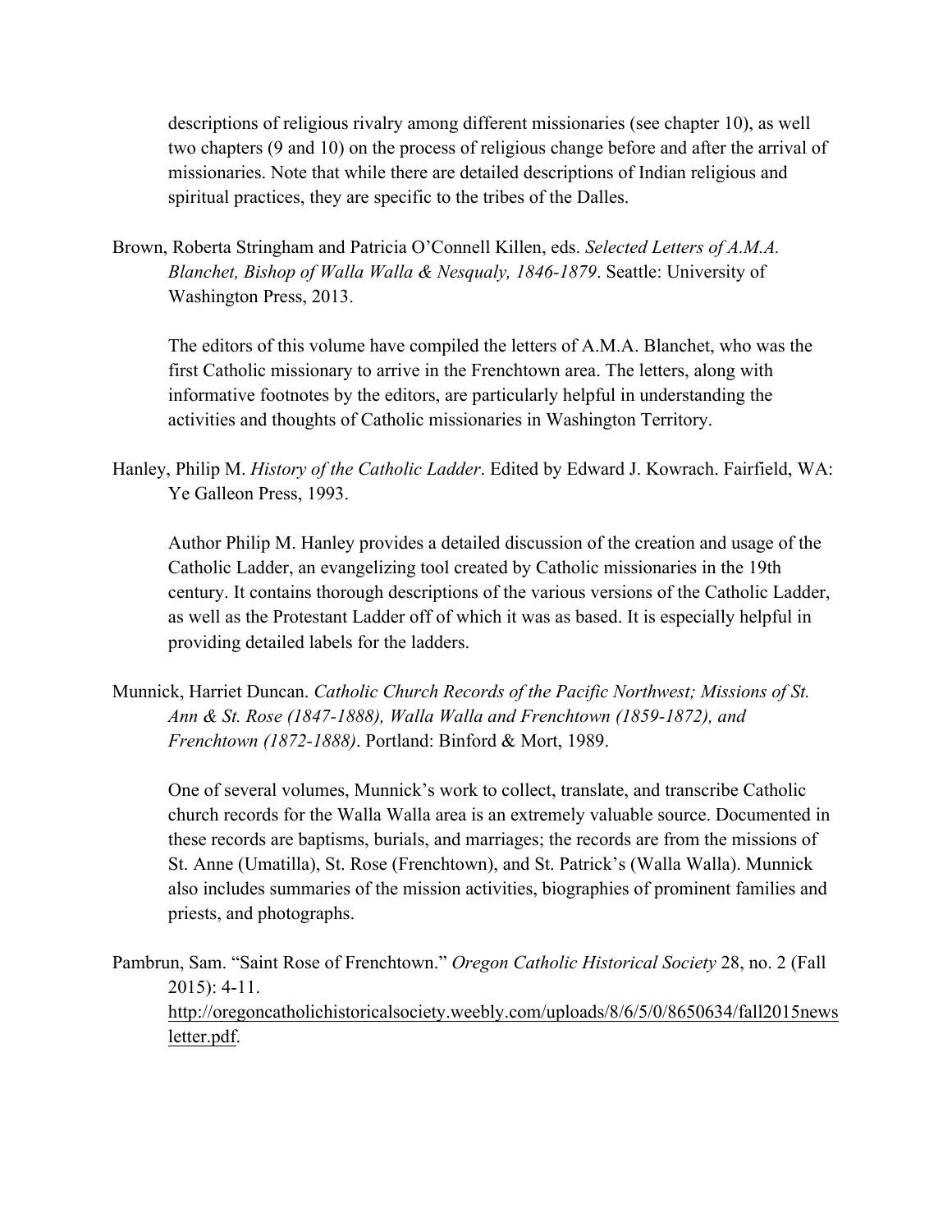descriptions of religious rivalry among different missionaries (see chapter 10), as well two chapters (9 and 10) on the process of religious change before and after the arrival of missionaries. Note that while there are detailed descriptions of Indian religious and spiritual practices, they are specific to the tribes of the Dalles.

Brown, Roberta Stringham and Patricia O'Connell Killen, eds. *Selected Letters of A.M.A. Blanchet, Bishop of Walla Walla & Nesqualy, 1846-1879*. Seattle: University of Washington Press, 2013.

The editors of this volume have compiled the letters of A.M.A. Blanchet, who was the first Catholic missionary to arrive in the Frenchtown area. The letters, along with informative footnotes by the editors, are particularly helpful in understanding the activities and thoughts of Catholic missionaries in Washington Territory.

Hanley, Philip M. *History of the Catholic Ladder*. Edited by Edward J. Kowrach. Fairfield, WA: Ye Galleon Press, 1993.

Author Philip M. Hanley provides a detailed discussion of the creation and usage of the Catholic Ladder, an evangelizing tool created by Catholic missionaries in the 19th century. It contains thorough descriptions of the various versions of the Catholic Ladder, as well as the Protestant Ladder off of which it was as based. It is especially helpful in providing detailed labels for the ladders.

Munnick, Harriet Duncan. *Catholic Church Records of the Pacific Northwest; Missions of St. Ann & St. Rose (1847-1888), Walla Walla and Frenchtown (1859-1872), and Frenchtown (1872-1888)*. Portland: Binford & Mort, 1989.

One of several volumes, Munnick's work to collect, translate, and transcribe Catholic church records for the Walla Walla area is an extremely valuable source. Documented in these records are baptisms, burials, and marriages; the records are from the missions of St. Anne (Umatilla), St. Rose (Frenchtown), and St. Patrick's (Walla Walla). Munnick also includes summaries of the mission activities, biographies of prominent families and priests, and photographs.

Pambrun, Sam. "Saint Rose of Frenchtown." *Oregon Catholic Historical Society* 28, no. 2 (Fall 2015): 4-11. http://oregoncatholichistoricalsociety.weebly.com/uploads/8/6/5/0/8650634/fall2015newsletter.pdf.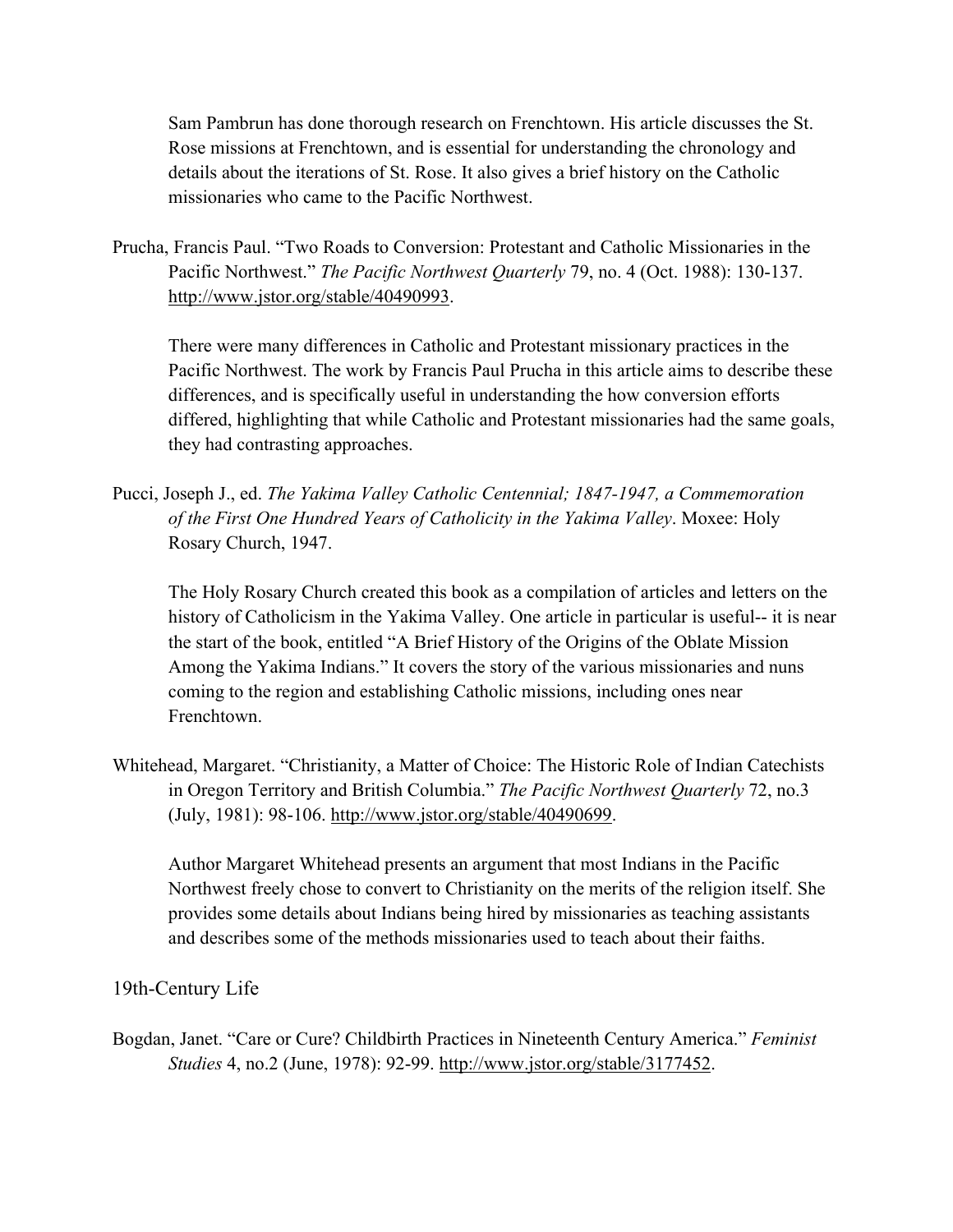Sam Pambrun has done thorough research on Frenchtown. His article discusses the St. Rose missions at Frenchtown, and is essential for understanding the chronology and details about the iterations of St. Rose. It also gives a brief history on the Catholic missionaries who came to the Pacific Northwest.

Prucha, Francis Paul. "Two Roads to Conversion: Protestant and Catholic Missionaries in the Pacific Northwest." *The Pacific Northwest Quarterly* 79, no. 4 (Oct. 1988): 130-137. http://www.jstor.org/stable/40490993.

There were many differences in Catholic and Protestant missionary practices in the Pacific Northwest. The work by Francis Paul Prucha in this article aims to describe these differences, and is specifically useful in understanding the how conversion efforts differed, highlighting that while Catholic and Protestant missionaries had the same goals, they had contrasting approaches.

Pucci, Joseph J., ed. *The Yakima Valley Catholic Centennial; 1847-1947, a Commemoration of the First One Hundred Years of Catholicity in the Yakima Valley*. Moxee: Holy Rosary Church, 1947.

The Holy Rosary Church created this book as a compilation of articles and letters on the history of Catholicism in the Yakima Valley. One article in particular is useful-- it is near the start of the book, entitled "A Brief History of the Origins of the Oblate Mission Among the Yakima Indians." It covers the story of the various missionaries and nuns coming to the region and establishing Catholic missions, including ones near Frenchtown.

Whitehead, Margaret. "Christianity, a Matter of Choice: The Historic Role of Indian Catechists in Oregon Territory and British Columbia." *The Pacific Northwest Quarterly* 72, no.3 (July, 1981): 98-106. http://www.jstor.org/stable/40490699.

Author Margaret Whitehead presents an argument that most Indians in the Pacific Northwest freely chose to convert to Christianity on the merits of the religion itself. She provides some details about Indians being hired by missionaries as teaching assistants and describes some of the methods missionaries used to teach about their faiths.

## 19th-Century Life

Bogdan, Janet. "Care or Cure? Childbirth Practices in Nineteenth Century America." *Feminist Studies* 4, no.2 (June, 1978): 92-99. http://www.jstor.org/stable/3177452.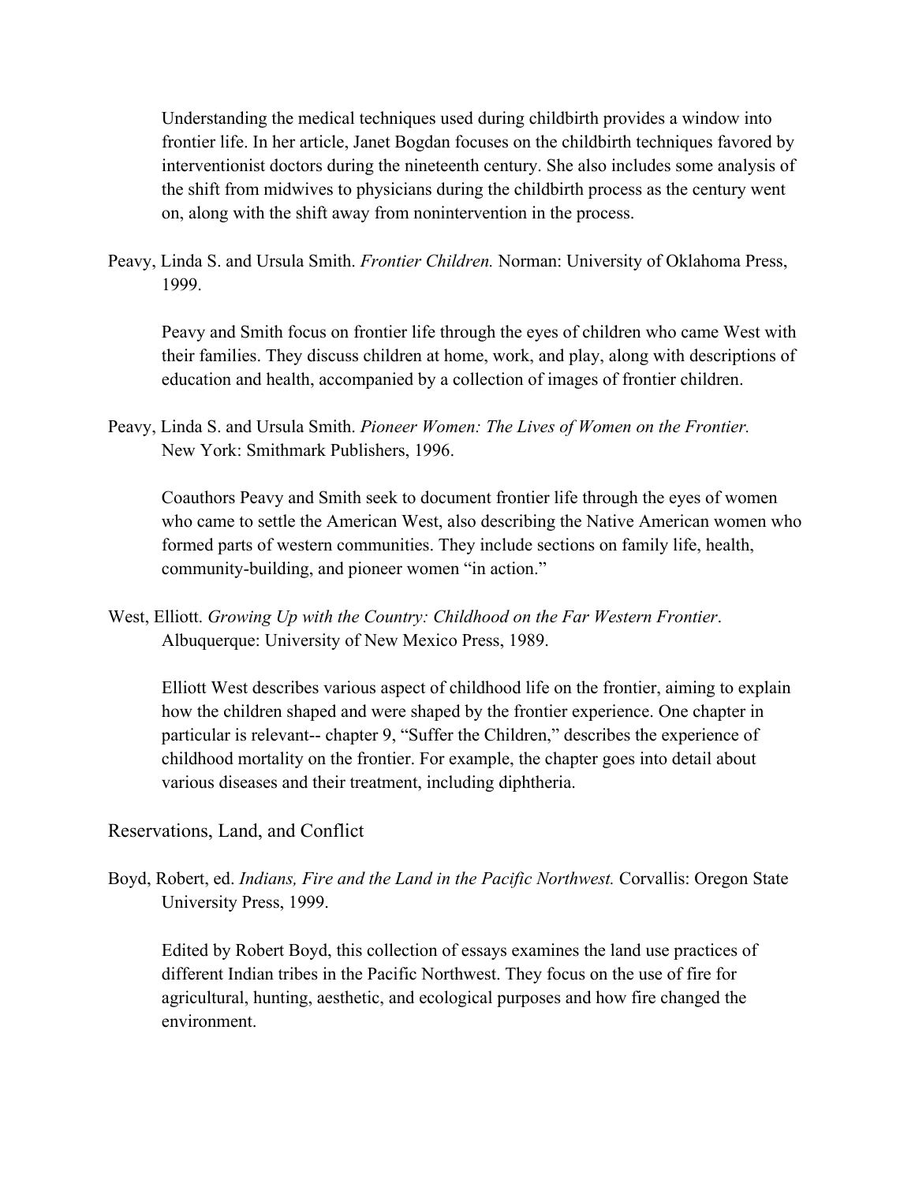Understanding the medical techniques used during childbirth provides a window into frontier life. In her article, Janet Bogdan focuses on the childbirth techniques favored by interventionist doctors during the nineteenth century. She also includes some analysis of the shift from midwives to physicians during the childbirth process as the century went on, along with the shift away from nonintervention in the process.

Peavy, Linda S. and Ursula Smith. *Frontier Children.* Norman: University of Oklahoma Press, 1999.

Peavy and Smith focus on frontier life through the eyes of children who came West with their families. They discuss children at home, work, and play, along with descriptions of education and health, accompanied by a collection of images of frontier children.

Peavy, Linda S. and Ursula Smith. *Pioneer Women: The Lives of Women on the Frontier.* New York: Smithmark Publishers, 1996.

Coauthors Peavy and Smith seek to document frontier life through the eyes of women who came to settle the American West, also describing the Native American women who formed parts of western communities. They include sections on family life, health, community-building, and pioneer women "in action."

West, Elliott. *Growing Up with the Country: Childhood on the Far Western Frontier*. Albuquerque: University of New Mexico Press, 1989.

Elliott West describes various aspect of childhood life on the frontier, aiming to explain how the children shaped and were shaped by the frontier experience. One chapter in particular is relevant-- chapter 9, "Suffer the Children," describes the experience of childhood mortality on the frontier. For example, the chapter goes into detail about various diseases and their treatment, including diphtheria.

## Reservations, Land, and Conflict

Boyd, Robert, ed. *Indians, Fire and the Land in the Pacific Northwest.* Corvallis: Oregon State University Press, 1999.

Edited by Robert Boyd, this collection of essays examines the land use practices of different Indian tribes in the Pacific Northwest. They focus on the use of fire for agricultural, hunting, aesthetic, and ecological purposes and how fire changed the environment.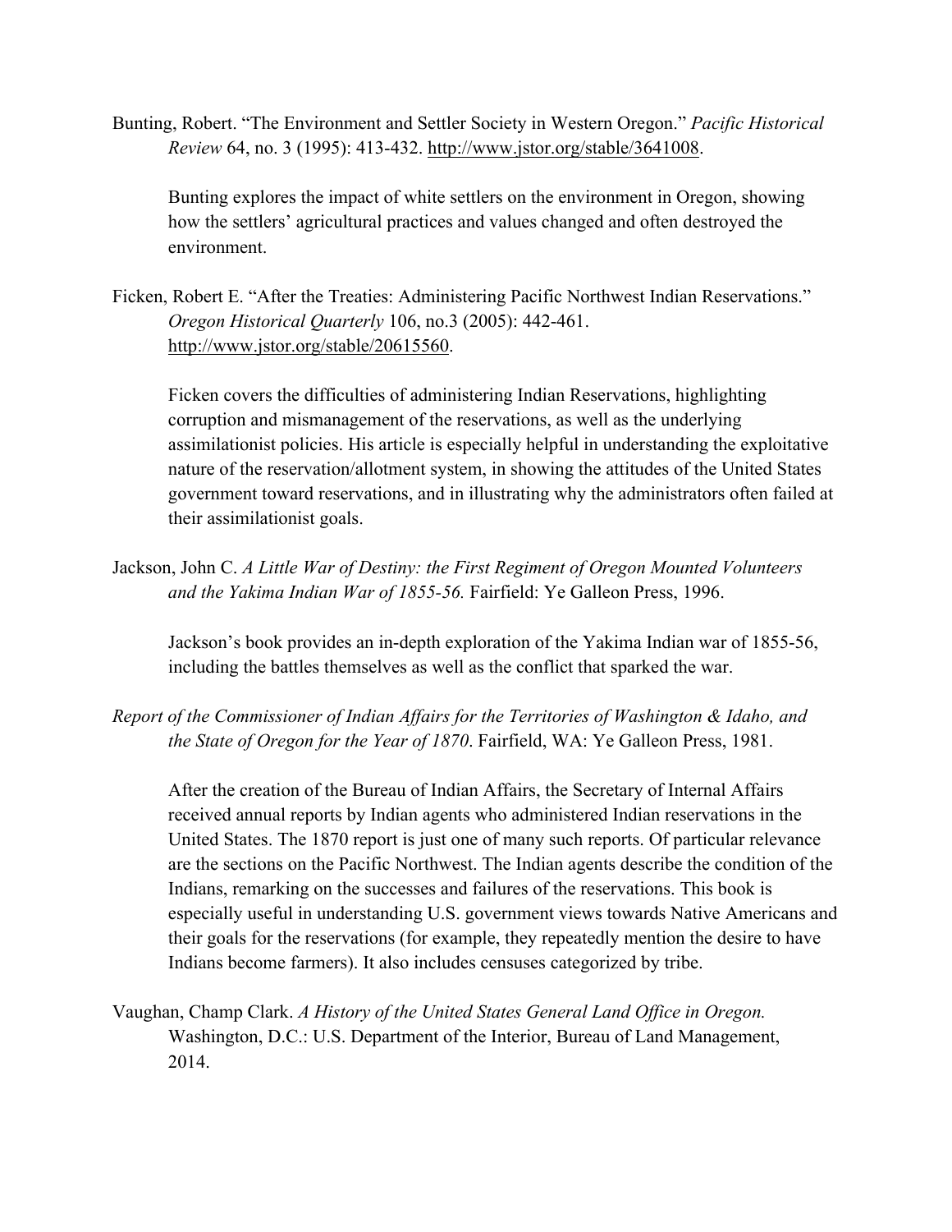Bunting, Robert. "The Environment and Settler Society in Western Oregon." *Pacific Historical Review* 64, no. 3 (1995): 413-432. http://www.jstor.org/stable/3641008.

Bunting explores the impact of white settlers on the environment in Oregon, showing how the settlers' agricultural practices and values changed and often destroyed the environment.

Ficken, Robert E. "After the Treaties: Administering Pacific Northwest Indian Reservations." *Oregon Historical Quarterly* 106, no.3 (2005): 442-461. http://www.jstor.org/stable/20615560.

Ficken covers the difficulties of administering Indian Reservations, highlighting corruption and mismanagement of the reservations, as well as the underlying assimilationist policies. His article is especially helpful in understanding the exploitative nature of the reservation/allotment system, in showing the attitudes of the United States government toward reservations, and in illustrating why the administrators often failed at their assimilationist goals.

Jackson, John C. *A Little War of Destiny: the First Regiment of Oregon Mounted Volunteers and the Yakima Indian War of 1855-56.* Fairfield: Ye Galleon Press, 1996.

Jackson's book provides an in-depth exploration of the Yakima Indian war of 1855-56, including the battles themselves as well as the conflict that sparked the war.

*Report of the Commissioner of Indian Affairs for the Territories of Washington & Idaho, and the State of Oregon for the Year of 1870*. Fairfield, WA: Ye Galleon Press, 1981.

After the creation of the Bureau of Indian Affairs, the Secretary of Internal Affairs received annual reports by Indian agents who administered Indian reservations in the United States. The 1870 report is just one of many such reports. Of particular relevance are the sections on the Pacific Northwest. The Indian agents describe the condition of the Indians, remarking on the successes and failures of the reservations. This book is especially useful in understanding U.S. government views towards Native Americans and their goals for the reservations (for example, they repeatedly mention the desire to have Indians become farmers). It also includes censuses categorized by tribe.

Vaughan, Champ Clark. *A History of the United States General Land Office in Oregon.* Washington, D.C.: U.S. Department of the Interior, Bureau of Land Management, 2014.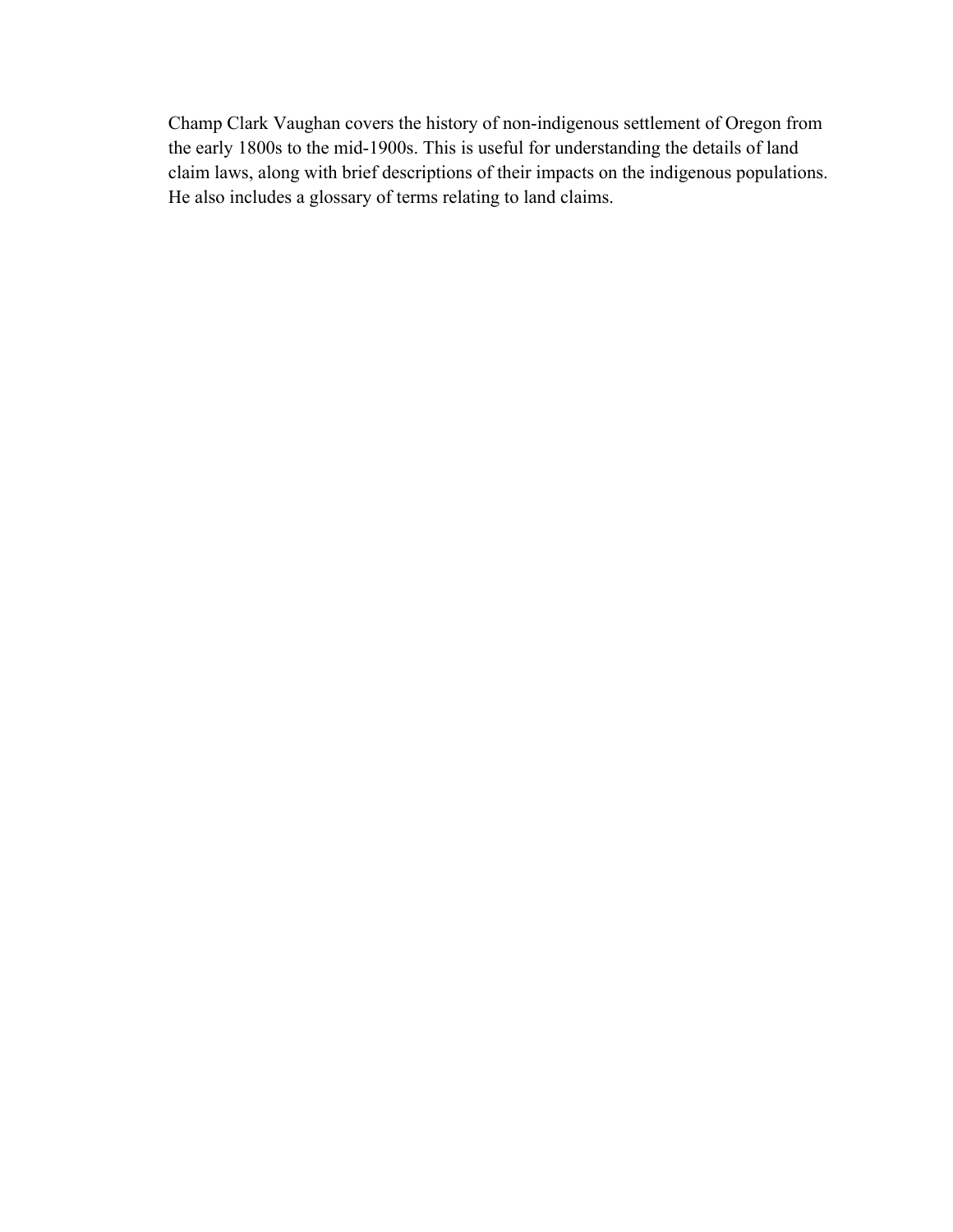Champ Clark Vaughan covers the history of non-indigenous settlement of Oregon from the early 1800s to the mid-1900s. This is useful for understanding the details of land claim laws, along with brief descriptions of their impacts on the indigenous populations. He also includes a glossary of terms relating to land claims.